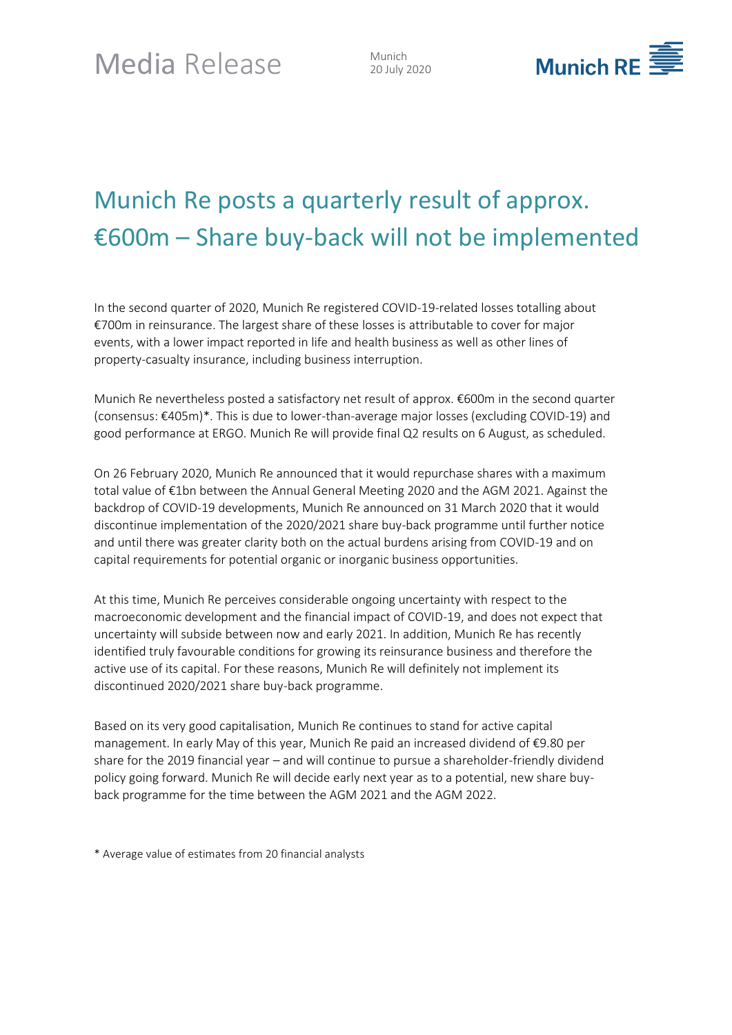Media Release

Munich
20 July 2020

# Munich Re posts a quarterly result of approx. €600m – Share buy-back will not be implemented

In the second quarter of 2020, Munich Re registered COVID-19-related losses totalling about €700m in reinsurance. The largest share of these losses is attributable to cover for major events, with a lower impact reported in life and health business as well as other lines of property-casualty insurance, including business interruption.

Munich Re nevertheless posted a satisfactory net result of approx. €600m in the second quarter (consensus: €405m)*. This is due to lower-than-average major losses (excluding COVID-19) and good performance at ERGO. Munich Re will provide final Q2 results on 6 August, as scheduled.

On 26 February 2020, Munich Re announced that it would repurchase shares with a maximum total value of €1bn between the Annual General Meeting 2020 and the AGM 2021. Against the backdrop of COVID-19 developments, Munich Re announced on 31 March 2020 that it would discontinue implementation of the 2020/2021 share buy-back programme until further notice and until there was greater clarity both on the actual burdens arising from COVID-19 and on capital requirements for potential organic or inorganic business opportunities.

At this time, Munich Re perceives considerable ongoing uncertainty with respect to the macroeconomic development and the financial impact of COVID-19, and does not expect that uncertainty will subside between now and early 2021. In addition, Munich Re has recently identified truly favourable conditions for growing its reinsurance business and therefore the active use of its capital. For these reasons, Munich Re will definitely not implement its discontinued 2020/2021 share buy-back programme.

Based on its very good capitalisation, Munich Re continues to stand for active capital management. In early May of this year, Munich Re paid an increased dividend of €9.80 per share for the 2019 financial year – and will continue to pursue a shareholder-friendly dividend policy going forward. Munich Re will decide early next year as to a potential, new share buy-back programme for the time between the AGM 2021 and the AGM 2022.

* Average value of estimates from 20 financial analysts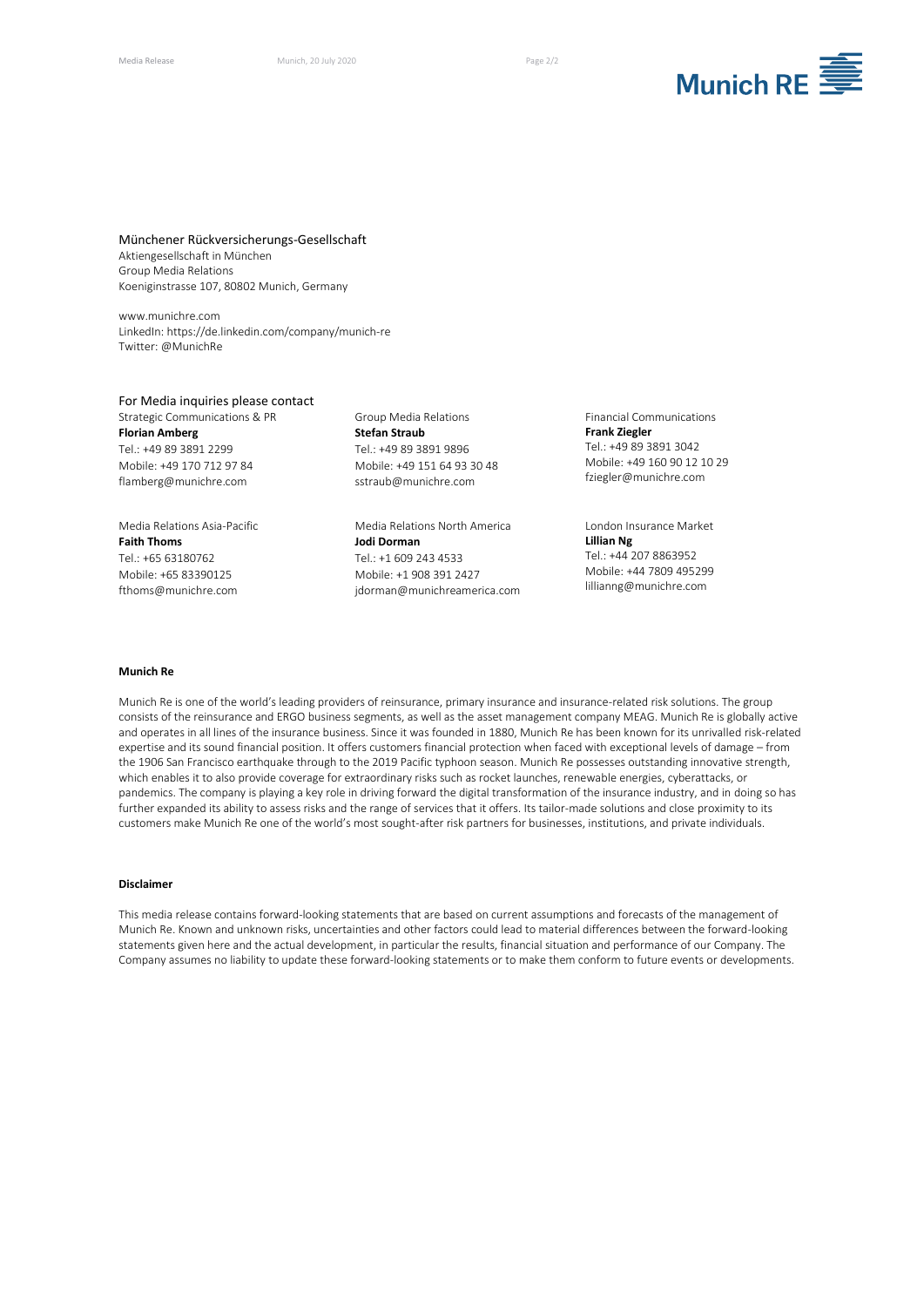Münchener Rückversicherungs-Gesellschaft
Aktiengesellschaft in München
Group Media Relations
Koeniginstrasse 107, 80802 Munich, Germany

www.munichre.com
LinkedIn: https://de.linkedin.com/company/munich-re
Twitter: @MunichRe

For Media inquiries please contact

Strategic Communications & PR
**Florian Amberg**
Tel.: +49 89 3891 2299
Mobile: +49 170 712 97 84
flamberg@munichre.com

Group Media Relations
**Stefan Straub**
Tel.: +49 89 3891 9896
Mobile: +49 151 64 93 30 48
sstraub@munichre.com

Financial Communications
**Frank Ziegler**
Tel.: +49 89 3891 3042
Mobile: +49 160 90 12 10 29
fziegler@munichre.com

Media Relations Asia-Pacific
**Faith Thoms**
Tel.: +65 63180762
Mobile: +65 83390125
fthoms@munichre.com

Media Relations North America
**Jodi Dorman**
Tel.: +1 609 243 4533
Mobile: +1 908 391 2427
jdorman@munichreamerica.com

London Insurance Market
**Lillian Ng**
Tel.: +44 207 8863952
Mobile: +44 7809 495299
lillianng@munichre.com

**Munich Re**

Munich Re is one of the world's leading providers of reinsurance, primary insurance and insurance-related risk solutions. The group consists of the reinsurance and ERGO business segments, as well as the asset management company MEAG. Munich Re is globally active and operates in all lines of the insurance business. Since it was founded in 1880, Munich Re has been known for its unrivalled risk-related expertise and its sound financial position. It offers customers financial protection when faced with exceptional levels of damage – from the 1906 San Francisco earthquake through to the 2019 Pacific typhoon season. Munich Re possesses outstanding innovative strength, which enables it to also provide coverage for extraordinary risks such as rocket launches, renewable energies, cyberattacks, or pandemics. The company is playing a key role in driving forward the digital transformation of the insurance industry, and in doing so has further expanded its ability to assess risks and the range of services that it offers. Its tailor-made solutions and close proximity to its customers make Munich Re one of the world's most sought-after risk partners for businesses, institutions, and private individuals.

**Disclaimer**

This media release contains forward-looking statements that are based on current assumptions and forecasts of the management of Munich Re. Known and unknown risks, uncertainties and other factors could lead to material differences between the forward-looking statements given here and the actual development, in particular the results, financial situation and performance of our Company. The Company assumes no liability to update these forward-looking statements or to make them conform to future events or developments.